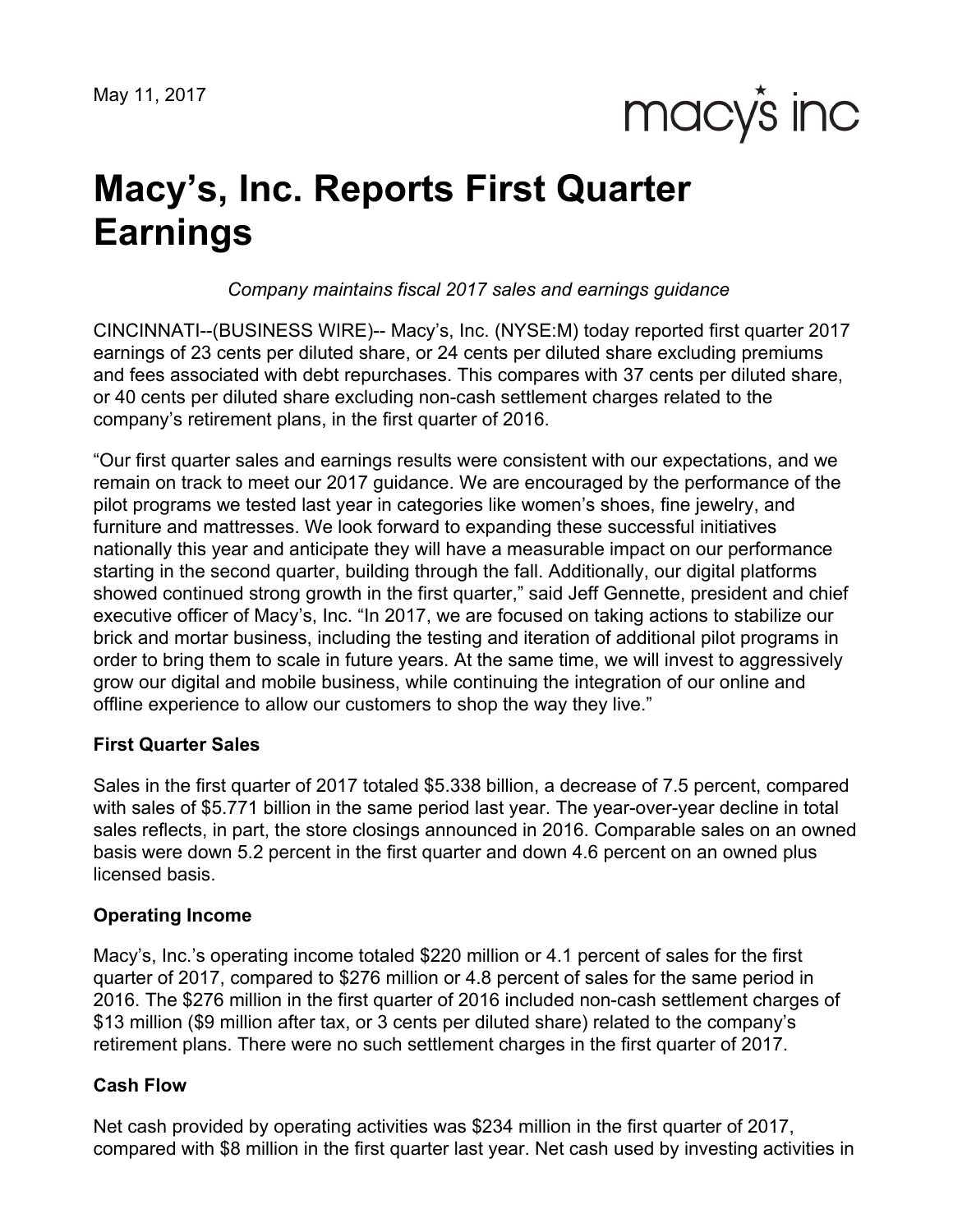May 11, 2017

macy's inc

# Macy's, Inc. Reports First Quarter Earnings

*Company maintains fiscal 2017 sales and earnings guidance*

CINCINNATI--(BUSINESS WIRE)-- Macy's, Inc. (NYSE:M) today reported first quarter 2017 earnings of 23 cents per diluted share, or 24 cents per diluted share excluding premiums and fees associated with debt repurchases. This compares with 37 cents per diluted share, or 40 cents per diluted share excluding non-cash settlement charges related to the company's retirement plans, in the first quarter of 2016.

"Our first quarter sales and earnings results were consistent with our expectations, and we remain on track to meet our 2017 guidance. We are encouraged by the performance of the pilot programs we tested last year in categories like women's shoes, fine jewelry, and furniture and mattresses. We look forward to expanding these successful initiatives nationally this year and anticipate they will have a measurable impact on our performance starting in the second quarter, building through the fall. Additionally, our digital platforms showed continued strong growth in the first quarter," said Jeff Gennette, president and chief executive officer of Macy's, Inc. "In 2017, we are focused on taking actions to stabilize our brick and mortar business, including the testing and iteration of additional pilot programs in order to bring them to scale in future years. At the same time, we will invest to aggressively grow our digital and mobile business, while continuing the integration of our online and offline experience to allow our customers to shop the way they live."

**First Quarter Sales**

Sales in the first quarter of 2017 totaled $5.338 billion, a decrease of 7.5 percent, compared with sales of $5.771 billion in the same period last year. The year-over-year decline in total sales reflects, in part, the store closings announced in 2016. Comparable sales on an owned basis were down 5.2 percent in the first quarter and down 4.6 percent on an owned plus licensed basis.

**Operating Income**

Macy's, Inc.'s operating income totaled $220 million or 4.1 percent of sales for the first quarter of 2017, compared to $276 million or 4.8 percent of sales for the same period in 2016. The $276 million in the first quarter of 2016 included non-cash settlement charges of $13 million ($9 million after tax, or 3 cents per diluted share) related to the company's retirement plans. There were no such settlement charges in the first quarter of 2017.

**Cash Flow**

Net cash provided by operating activities was $234 million in the first quarter of 2017, compared with $8 million in the first quarter last year. Net cash used by investing activities in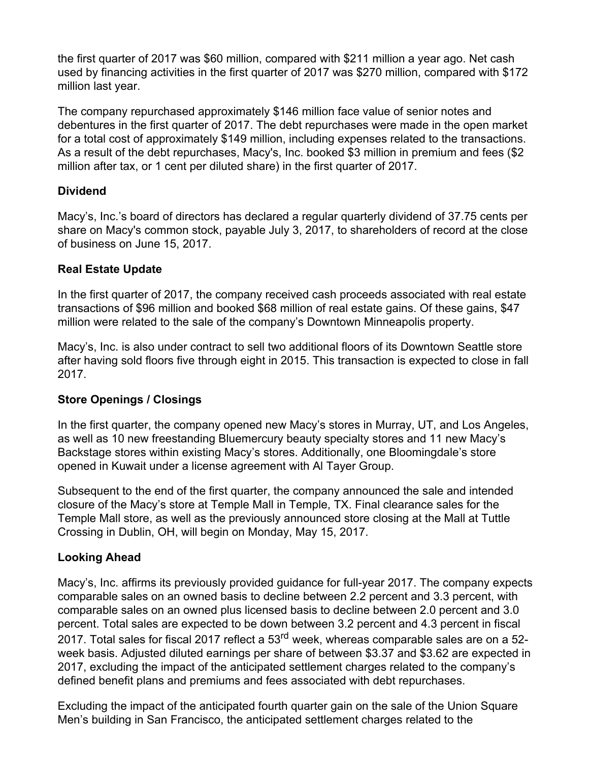the first quarter of 2017 was $60 million, compared with $211 million a year ago. Net cash used by financing activities in the first quarter of 2017 was $270 million, compared with $172 million last year.

The company repurchased approximately $146 million face value of senior notes and debentures in the first quarter of 2017. The debt repurchases were made in the open market for a total cost of approximately $149 million, including expenses related to the transactions. As a result of the debt repurchases, Macy's, Inc. booked $3 million in premium and fees ($2 million after tax, or 1 cent per diluted share) in the first quarter of 2017.

**Dividend**

Macy's, Inc.'s board of directors has declared a regular quarterly dividend of 37.75 cents per share on Macy's common stock, payable July 3, 2017, to shareholders of record at the close of business on June 15, 2017.

**Real Estate Update**

In the first quarter of 2017, the company received cash proceeds associated with real estate transactions of $96 million and booked $68 million of real estate gains. Of these gains, $47 million were related to the sale of the company's Downtown Minneapolis property.

Macy's, Inc. is also under contract to sell two additional floors of its Downtown Seattle store after having sold floors five through eight in 2015. This transaction is expected to close in fall 2017.

**Store Openings / Closings**

In the first quarter, the company opened new Macy's stores in Murray, UT, and Los Angeles, as well as 10 new freestanding Bluemercury beauty specialty stores and 11 new Macy's Backstage stores within existing Macy's stores. Additionally, one Bloomingdale's store opened in Kuwait under a license agreement with Al Tayer Group.

Subsequent to the end of the first quarter, the company announced the sale and intended closure of the Macy's store at Temple Mall in Temple, TX. Final clearance sales for the Temple Mall store, as well as the previously announced store closing at the Mall at Tuttle Crossing in Dublin, OH, will begin on Monday, May 15, 2017.

**Looking Ahead**

Macy's, Inc. affirms its previously provided guidance for full-year 2017. The company expects comparable sales on an owned basis to decline between 2.2 percent and 3.3 percent, with comparable sales on an owned plus licensed basis to decline between 2.0 percent and 3.0 percent. Total sales are expected to be down between 3.2 percent and 4.3 percent in fiscal 2017. Total sales for fiscal 2017 reflect a 53rd week, whereas comparable sales are on a 52-week basis. Adjusted diluted earnings per share of between $3.37 and $3.62 are expected in 2017, excluding the impact of the anticipated settlement charges related to the company's defined benefit plans and premiums and fees associated with debt repurchases.

Excluding the impact of the anticipated fourth quarter gain on the sale of the Union Square Men's building in San Francisco, the anticipated settlement charges related to the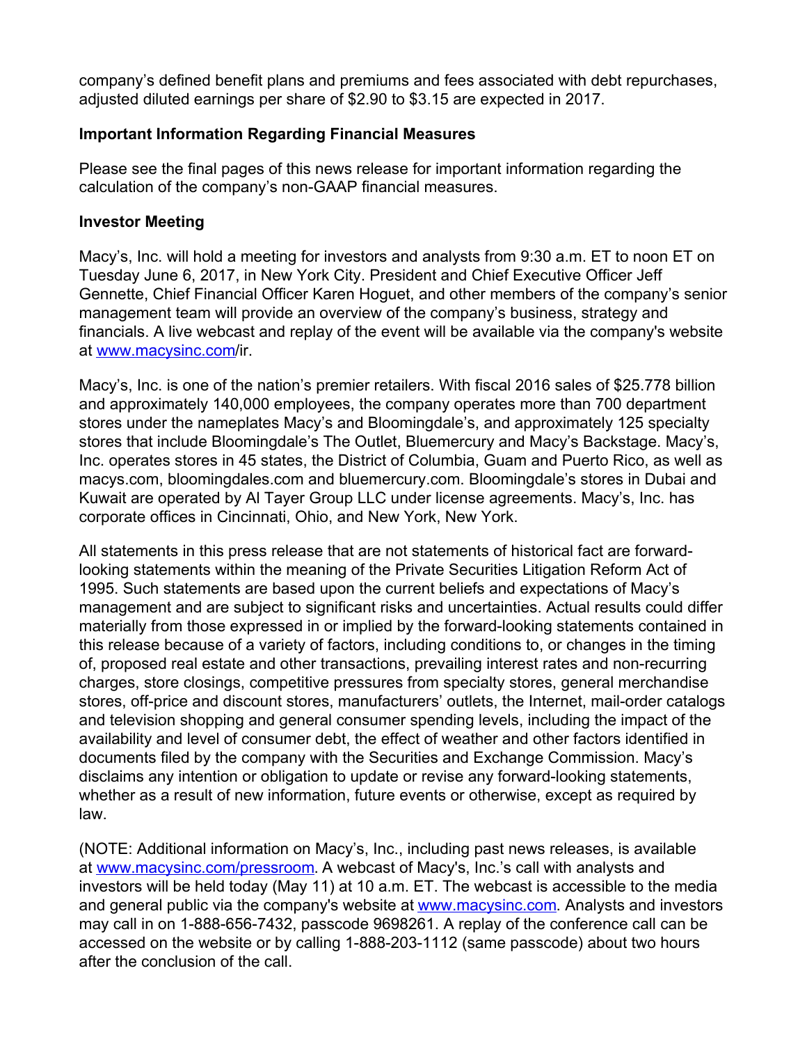company's defined benefit plans and premiums and fees associated with debt repurchases, adjusted diluted earnings per share of $2.90 to $3.15 are expected in 2017.

**Important Information Regarding Financial Measures**

Please see the final pages of this news release for important information regarding the calculation of the company's non-GAAP financial measures.

**Investor Meeting**

Macy's, Inc. will hold a meeting for investors and analysts from 9:30 a.m. ET to noon ET on Tuesday June 6, 2017, in New York City. President and Chief Executive Officer Jeff Gennette, Chief Financial Officer Karen Hoguet, and other members of the company's senior management team will provide an overview of the company's business, strategy and financials. A live webcast and replay of the event will be available via the company's website at www.macysinc.com/ir.

Macy's, Inc. is one of the nation's premier retailers. With fiscal 2016 sales of $25.778 billion and approximately 140,000 employees, the company operates more than 700 department stores under the nameplates Macy's and Bloomingdale's, and approximately 125 specialty stores that include Bloomingdale's The Outlet, Bluemercury and Macy's Backstage. Macy's, Inc. operates stores in 45 states, the District of Columbia, Guam and Puerto Rico, as well as macys.com, bloomingdales.com and bluemercury.com. Bloomingdale's stores in Dubai and Kuwait are operated by Al Tayer Group LLC under license agreements. Macy's, Inc. has corporate offices in Cincinnati, Ohio, and New York, New York.

All statements in this press release that are not statements of historical fact are forward-looking statements within the meaning of the Private Securities Litigation Reform Act of 1995. Such statements are based upon the current beliefs and expectations of Macy's management and are subject to significant risks and uncertainties. Actual results could differ materially from those expressed in or implied by the forward-looking statements contained in this release because of a variety of factors, including conditions to, or changes in the timing of, proposed real estate and other transactions, prevailing interest rates and non-recurring charges, store closings, competitive pressures from specialty stores, general merchandise stores, off-price and discount stores, manufacturers' outlets, the Internet, mail-order catalogs and television shopping and general consumer spending levels, including the impact of the availability and level of consumer debt, the effect of weather and other factors identified in documents filed by the company with the Securities and Exchange Commission. Macy's disclaims any intention or obligation to update or revise any forward-looking statements, whether as a result of new information, future events or otherwise, except as required by law.

(NOTE: Additional information on Macy's, Inc., including past news releases, is available at www.macysinc.com/pressroom. A webcast of Macy's, Inc.'s call with analysts and investors will be held today (May 11) at 10 a.m. ET. The webcast is accessible to the media and general public via the company's website at www.macysinc.com. Analysts and investors may call in on 1-888-656-7432, passcode 9698261. A replay of the conference call can be accessed on the website or by calling 1-888-203-1112 (same passcode) about two hours after the conclusion of the call.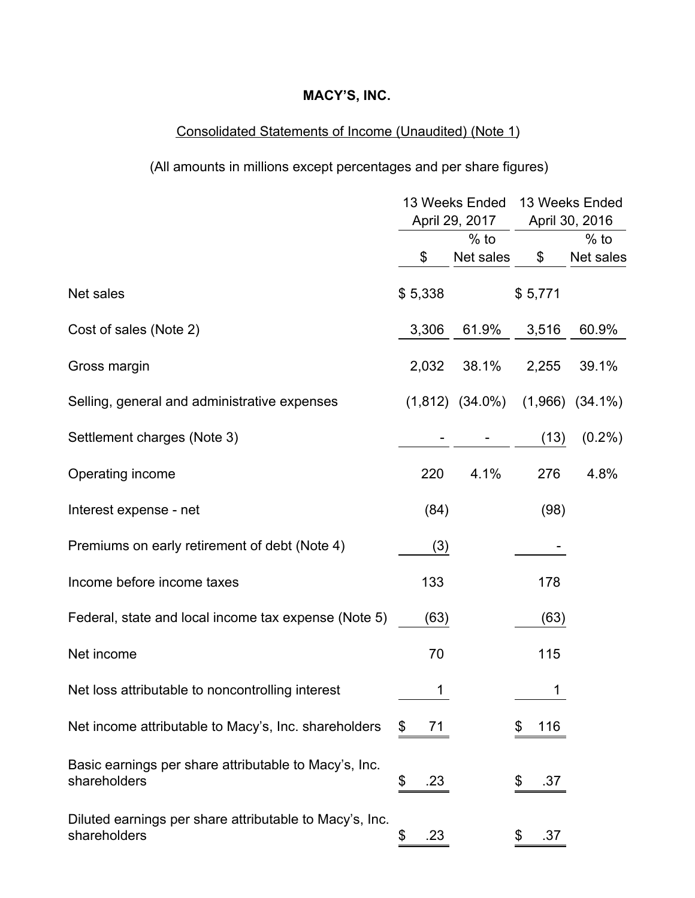**MACY'S, INC.**

Consolidated Statements of Income (Unaudited) (Note 1)

(All amounts in millions except percentages and per share figures)

| | 13 Weeks Ended April 29, 2017 | | 13 Weeks Ended April 30, 2016 | |
|---|---|---|---|---|
| | $ | % to Net sales | $ | % to Net sales |
| Net sales | $ 5,338 | | $ 5,771 | |
| Cost of sales (Note 2) | 3,306 | 61.9% | 3,516 | 60.9% |
| Gross margin | 2,032 | 38.1% | 2,255 | 39.1% |
| Selling, general and administrative expenses | (1,812) | (34.0%) | (1,966) | (34.1%) |
| Settlement charges (Note 3) | - | - | (13) | (0.2%) |
| Operating income | 220 | 4.1% | 276 | 4.8% |
| Interest expense - net | (84) | | (98) | |
| Premiums on early retirement of debt (Note 4) | (3) | | - | |
| Income before income taxes | 133 | | 178 | |
| Federal, state and local income tax expense (Note 5) | (63) | | (63) | |
| Net income | 70 | | 115 | |
| Net loss attributable to noncontrolling interest | 1 | | 1 | |
| Net income attributable to Macy's, Inc. shareholders | $ 71 | | $ 116 | |
| Basic earnings per share attributable to Macy's, Inc. shareholders | $ .23 | | $ .37 | |
| Diluted earnings per share attributable to Macy's, Inc. shareholders | $ .23 | | $ .37 | |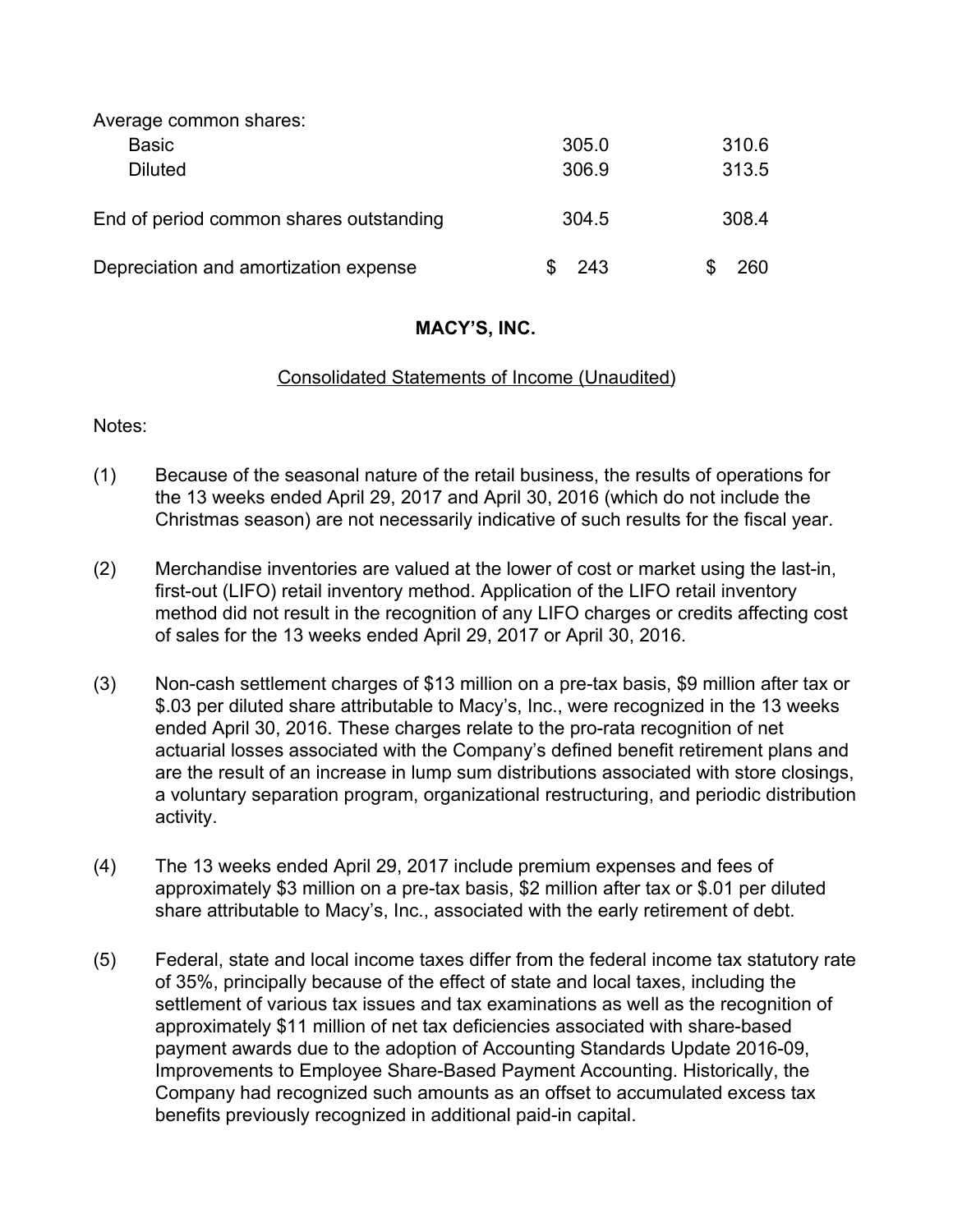| | | |
|---|---|---|
| Average common shares: | | |
| Basic | 305.0 | 310.6 |
| Diluted | 306.9 | 313.5 |
| End of period common shares outstanding | 304.5 | 308.4 |
| Depreciation and amortization expense | $ 243 | $ 260 |

**MACY'S, INC.**

Consolidated Statements of Income (Unaudited)

Notes:

(1) Because of the seasonal nature of the retail business, the results of operations for the 13 weeks ended April 29, 2017 and April 30, 2016 (which do not include the Christmas season) are not necessarily indicative of such results for the fiscal year.

(2) Merchandise inventories are valued at the lower of cost or market using the last-in, first-out (LIFO) retail inventory method. Application of the LIFO retail inventory method did not result in the recognition of any LIFO charges or credits affecting cost of sales for the 13 weeks ended April 29, 2017 or April 30, 2016.

(3) Non-cash settlement charges of $13 million on a pre-tax basis, $9 million after tax or $.03 per diluted share attributable to Macy's, Inc., were recognized in the 13 weeks ended April 30, 2016. These charges relate to the pro-rata recognition of net actuarial losses associated with the Company's defined benefit retirement plans and are the result of an increase in lump sum distributions associated with store closings, a voluntary separation program, organizational restructuring, and periodic distribution activity.

(4) The 13 weeks ended April 29, 2017 include premium expenses and fees of approximately $3 million on a pre-tax basis, $2 million after tax or $.01 per diluted share attributable to Macy's, Inc., associated with the early retirement of debt.

(5) Federal, state and local income taxes differ from the federal income tax statutory rate of 35%, principally because of the effect of state and local taxes, including the settlement of various tax issues and tax examinations as well as the recognition of approximately $11 million of net tax deficiencies associated with share-based payment awards due to the adoption of Accounting Standards Update 2016-09, Improvements to Employee Share-Based Payment Accounting. Historically, the Company had recognized such amounts as an offset to accumulated excess tax benefits previously recognized in additional paid-in capital.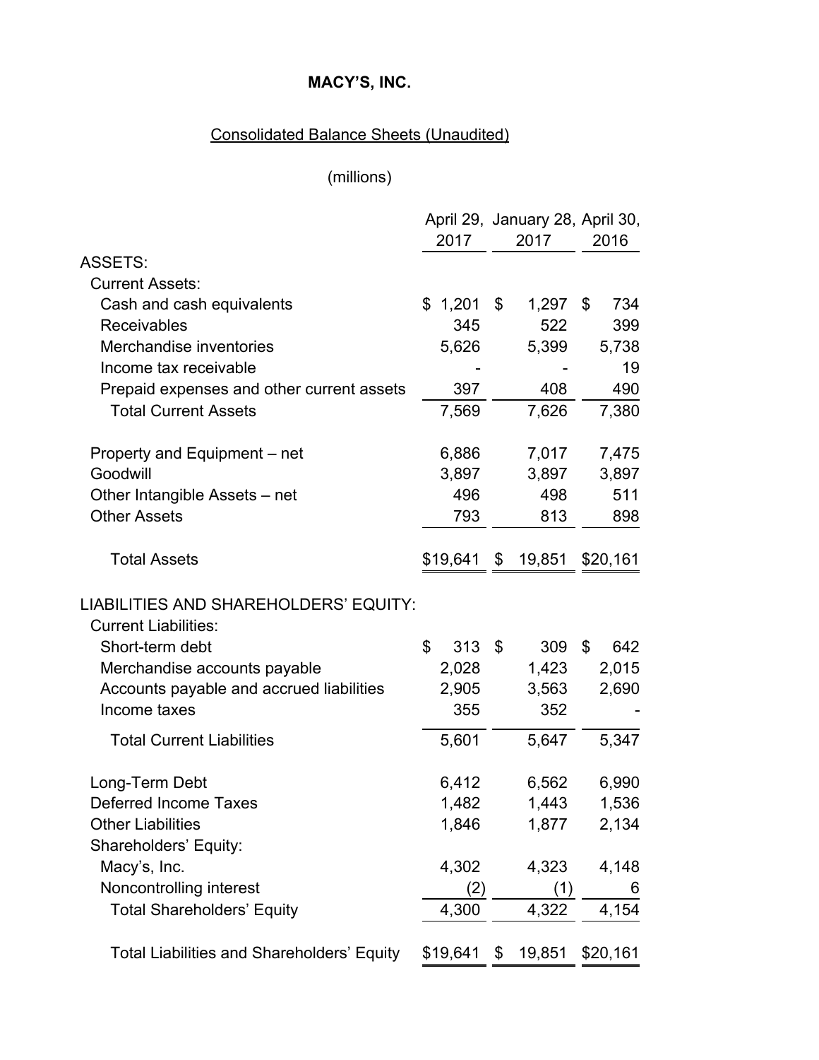# MACY'S, INC.

## Consolidated Balance Sheets (Unaudited)

(millions)

| | April 29, 2017 | January 28, 2017 | April 30, 2016 |
|---|---|---|---|
| ASSETS: | | | |
| Current Assets: | | | |
| Cash and cash equivalents | $ 1,201 | $ 1,297 | $ 734 |
| Receivables | 345 | 522 | 399 |
| Merchandise inventories | 5,626 | 5,399 | 5,738 |
| Income tax receivable | - | - | 19 |
| Prepaid expenses and other current assets | 397 | 408 | 490 |
| Total Current Assets | 7,569 | 7,626 | 7,380 |
| Property and Equipment – net | 6,886 | 7,017 | 7,475 |
| Goodwill | 3,897 | 3,897 | 3,897 |
| Other Intangible Assets – net | 496 | 498 | 511 |
| Other Assets | 793 | 813 | 898 |
| Total Assets | $19,641 | $ 19,851 | $20,161 |
| LIABILITIES AND SHAREHOLDERS' EQUITY: | | | |
| Current Liabilities: | | | |
| Short-term debt | $ 313 | $ 309 | $ 642 |
| Merchandise accounts payable | 2,028 | 1,423 | 2,015 |
| Accounts payable and accrued liabilities | 2,905 | 3,563 | 2,690 |
| Income taxes | 355 | 352 | - |
| Total Current Liabilities | 5,601 | 5,647 | 5,347 |
| Long-Term Debt | 6,412 | 6,562 | 6,990 |
| Deferred Income Taxes | 1,482 | 1,443 | 1,536 |
| Other Liabilities | 1,846 | 1,877 | 2,134 |
| Shareholders' Equity: | | | |
| Macy's, Inc. | 4,302 | 4,323 | 4,148 |
| Noncontrolling interest | (2) | (1) | 6 |
| Total Shareholders' Equity | 4,300 | 4,322 | 4,154 |
| Total Liabilities and Shareholders' Equity | $19,641 | $ 19,851 | $20,161 |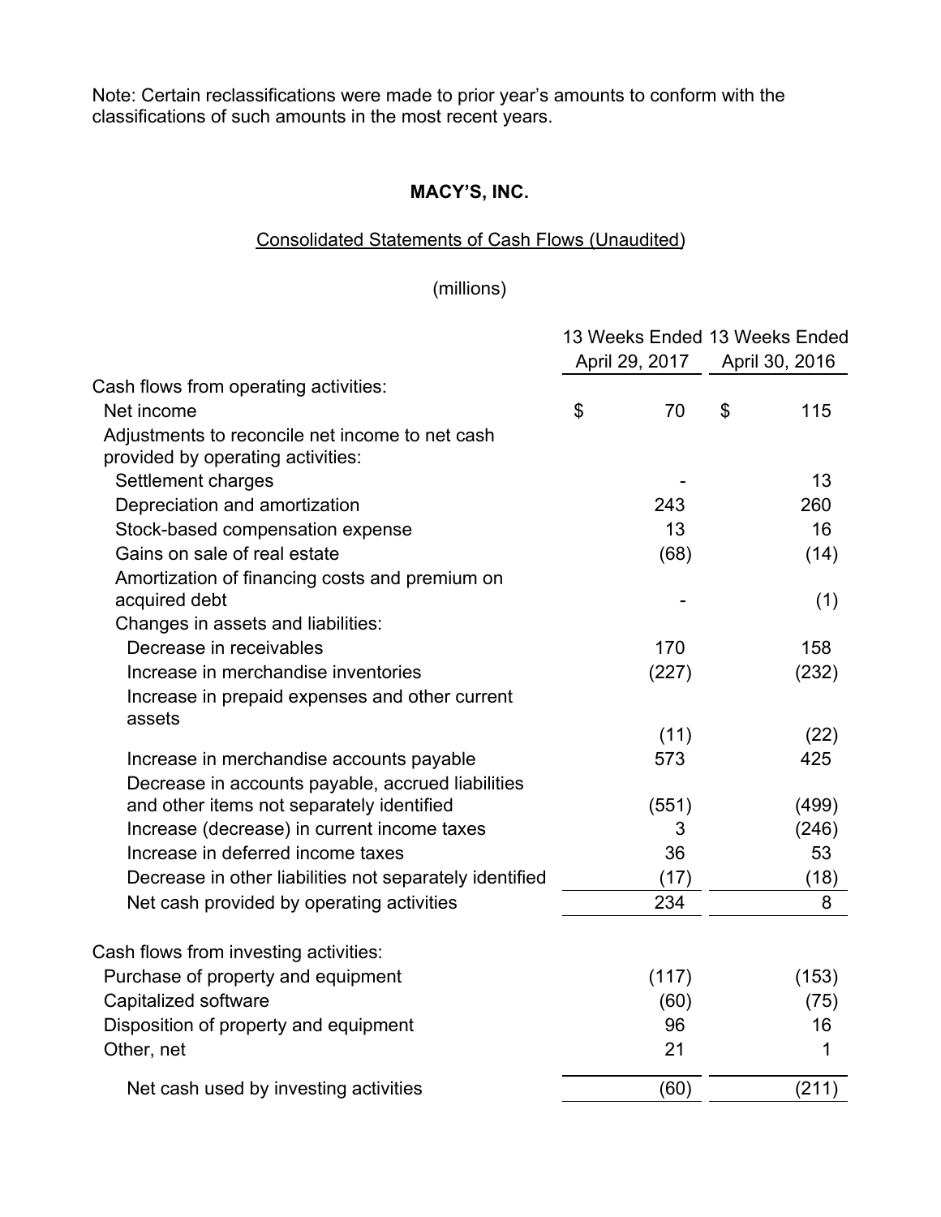Note: Certain reclassifications were made to prior year's amounts to conform with the classifications of such amounts in the most recent years.

**MACY'S, INC.**

Consolidated Statements of Cash Flows (Unaudited)

(millions)

| | 13 Weeks Ended April 29, 2017 | 13 Weeks Ended April 30, 2016 |
|---|---|---|
| Cash flows from operating activities: | | |
| Net income | $ 70 | $ 115 |
| Adjustments to reconcile net income to net cash provided by operating activities: | | |
| Settlement charges | - | 13 |
| Depreciation and amortization | 243 | 260 |
| Stock-based compensation expense | 13 | 16 |
| Gains on sale of real estate | (68) | (14) |
| Amortization of financing costs and premium on acquired debt | - | (1) |
| Changes in assets and liabilities: | | |
| Decrease in receivables | 170 | 158 |
| Increase in merchandise inventories | (227) | (232) |
| Increase in prepaid expenses and other current assets | (11) | (22) |
| Increase in merchandise accounts payable | 573 | 425 |
| Decrease in accounts payable, accrued liabilities and other items not separately identified | (551) | (499) |
| Increase (decrease) in current income taxes | 3 | (246) |
| Increase in deferred income taxes | 36 | 53 |
| Decrease in other liabilities not separately identified | (17) | (18) |
| Net cash provided by operating activities | 234 | 8 |
| Cash flows from investing activities: | | |
| Purchase of property and equipment | (117) | (153) |
| Capitalized software | (60) | (75) |
| Disposition of property and equipment | 96 | 16 |
| Other, net | 21 | 1 |
| Net cash used by investing activities | (60) | (211) |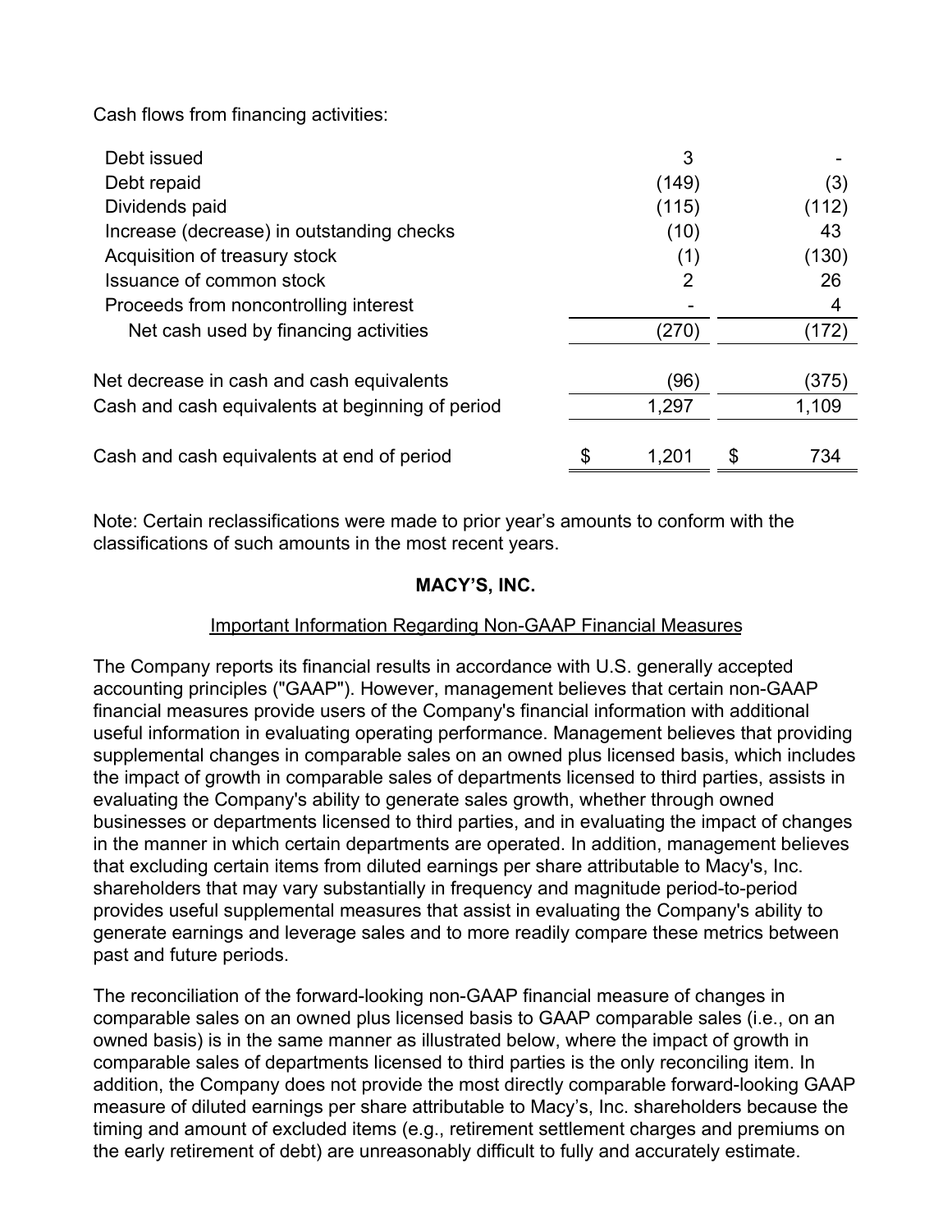Cash flows from financing activities:

| | | |
|---|---|---|
| Debt issued | 3 | - |
| Debt repaid | (149) | (3) |
| Dividends paid | (115) | (112) |
| Increase (decrease) in outstanding checks | (10) | 43 |
| Acquisition of treasury stock | (1) | (130) |
| Issuance of common stock | 2 | 26 |
| Proceeds from noncontrolling interest | - | 4 |
| Net cash used by financing activities | (270) | (172) |
| | | |
| Net decrease in cash and cash equivalents | (96) | (375) |
| Cash and cash equivalents at beginning of period | 1,297 | 1,109 |
| | | |
| Cash and cash equivalents at end of period | $ 1,201 | $ 734 |

Note: Certain reclassifications were made to prior year's amounts to conform with the classifications of such amounts in the most recent years.

**MACY'S, INC.**

Important Information Regarding Non-GAAP Financial Measures

The Company reports its financial results in accordance with U.S. generally accepted accounting principles ("GAAP"). However, management believes that certain non-GAAP financial measures provide users of the Company's financial information with additional useful information in evaluating operating performance. Management believes that providing supplemental changes in comparable sales on an owned plus licensed basis, which includes the impact of growth in comparable sales of departments licensed to third parties, assists in evaluating the Company's ability to generate sales growth, whether through owned businesses or departments licensed to third parties, and in evaluating the impact of changes in the manner in which certain departments are operated. In addition, management believes that excluding certain items from diluted earnings per share attributable to Macy's, Inc. shareholders that may vary substantially in frequency and magnitude period-to-period provides useful supplemental measures that assist in evaluating the Company's ability to generate earnings and leverage sales and to more readily compare these metrics between past and future periods.

The reconciliation of the forward-looking non-GAAP financial measure of changes in comparable sales on an owned plus licensed basis to GAAP comparable sales (i.e., on an owned basis) is in the same manner as illustrated below, where the impact of growth in comparable sales of departments licensed to third parties is the only reconciling item. In addition, the Company does not provide the most directly comparable forward-looking GAAP measure of diluted earnings per share attributable to Macy's, Inc. shareholders because the timing and amount of excluded items (e.g., retirement settlement charges and premiums on the early retirement of debt) are unreasonably difficult to fully and accurately estimate.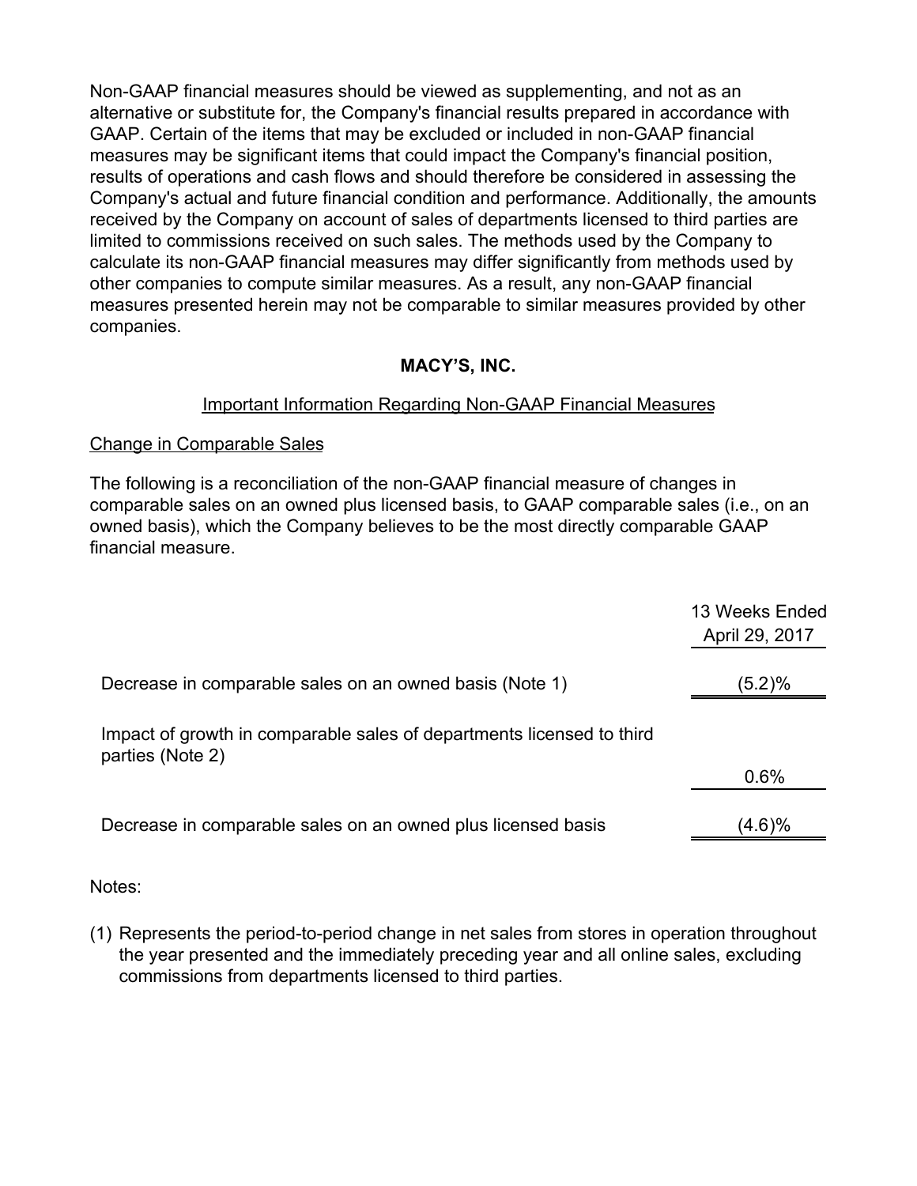Non-GAAP financial measures should be viewed as supplementing, and not as an alternative or substitute for, the Company's financial results prepared in accordance with GAAP. Certain of the items that may be excluded or included in non-GAAP financial measures may be significant items that could impact the Company's financial position, results of operations and cash flows and should therefore be considered in assessing the Company's actual and future financial condition and performance. Additionally, the amounts received by the Company on account of sales of departments licensed to third parties are limited to commissions received on such sales. The methods used by the Company to calculate its non-GAAP financial measures may differ significantly from methods used by other companies to compute similar measures. As a result, any non-GAAP financial measures presented herein may not be comparable to similar measures provided by other companies.

## MACY'S, INC.

### Important Information Regarding Non-GAAP Financial Measures

#### Change in Comparable Sales

The following is a reconciliation of the non-GAAP financial measure of changes in comparable sales on an owned plus licensed basis, to GAAP comparable sales (i.e., on an owned basis), which the Company believes to be the most directly comparable GAAP financial measure.

| | 13 Weeks Ended April 29, 2017 |
| --- | --- |
| Decrease in comparable sales on an owned basis (Note 1) | (5.2)% |
| Impact of growth in comparable sales of departments licensed to third parties (Note 2) | 0.6% |
| Decrease in comparable sales on an owned plus licensed basis | (4.6)% |

Notes:

(1) Represents the period-to-period change in net sales from stores in operation throughout the year presented and the immediately preceding year and all online sales, excluding commissions from departments licensed to third parties.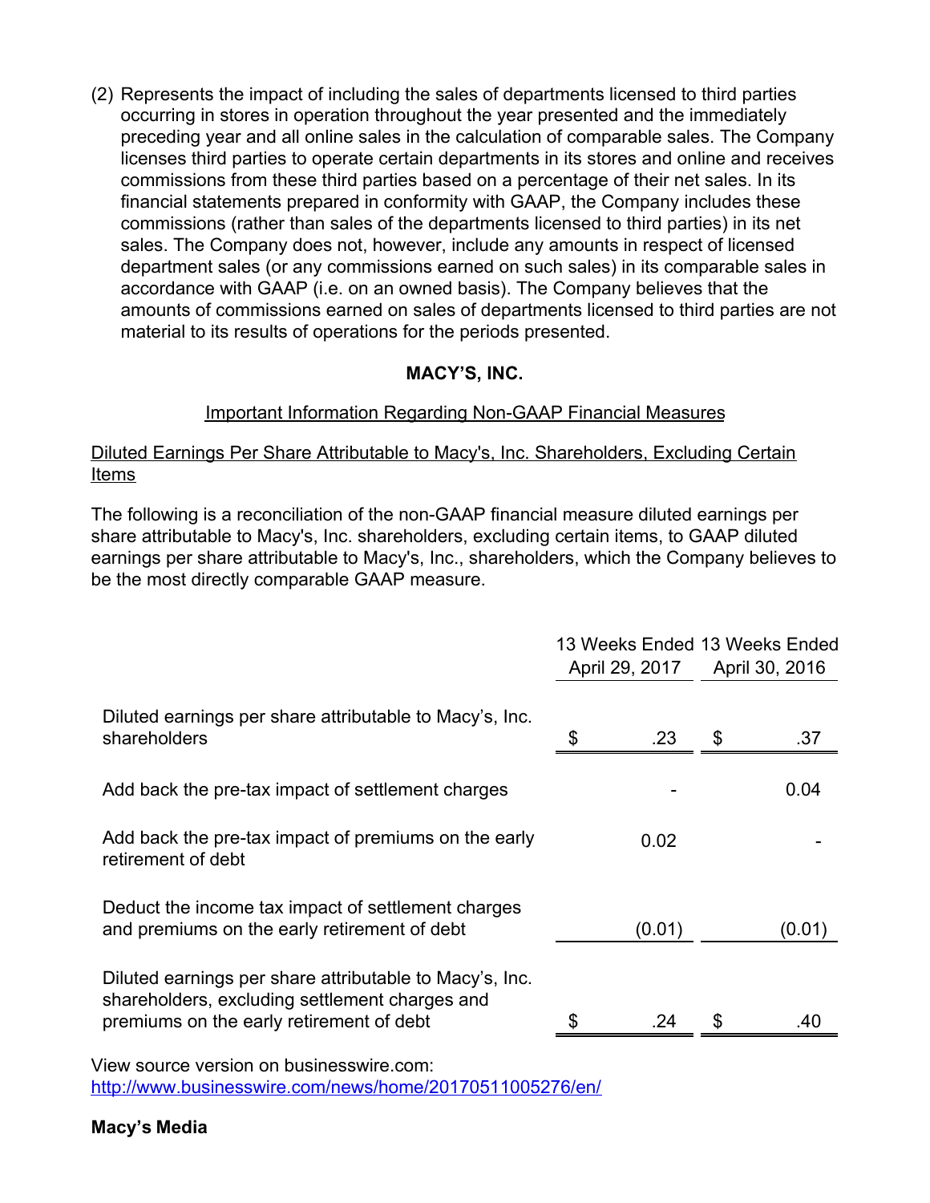(2) Represents the impact of including the sales of departments licensed to third parties occurring in stores in operation throughout the year presented and the immediately preceding year and all online sales in the calculation of comparable sales. The Company licenses third parties to operate certain departments in its stores and online and receives commissions from these third parties based on a percentage of their net sales. In its financial statements prepared in conformity with GAAP, the Company includes these commissions (rather than sales of the departments licensed to third parties) in its net sales. The Company does not, however, include any amounts in respect of licensed department sales (or any commissions earned on such sales) in its comparable sales in accordance with GAAP (i.e. on an owned basis). The Company believes that the amounts of commissions earned on sales of departments licensed to third parties are not material to its results of operations for the periods presented.

**MACY'S, INC.**

Important Information Regarding Non-GAAP Financial Measures

Diluted Earnings Per Share Attributable to Macy's, Inc. Shareholders, Excluding Certain Items

The following is a reconciliation of the non-GAAP financial measure diluted earnings per share attributable to Macy's, Inc. shareholders, excluding certain items, to GAAP diluted earnings per share attributable to Macy's, Inc., shareholders, which the Company believes to be the most directly comparable GAAP measure.

| | 13 Weeks Ended April 29, 2017 | 13 Weeks Ended April 30, 2016 |
|---|---|---|
| Diluted earnings per share attributable to Macy's, Inc. shareholders | $ .23 | $ .37 |
| Add back the pre-tax impact of settlement charges | - | 0.04 |
| Add back the pre-tax impact of premiums on the early retirement of debt | 0.02 | - |
| Deduct the income tax impact of settlement charges and premiums on the early retirement of debt | (0.01) | (0.01) |
| Diluted earnings per share attributable to Macy's, Inc. shareholders, excluding settlement charges and premiums on the early retirement of debt | $ .24 | $ .40 |

View source version on businesswire.com: http://www.businesswire.com/news/home/20170511005276/en/

**Macy's Media**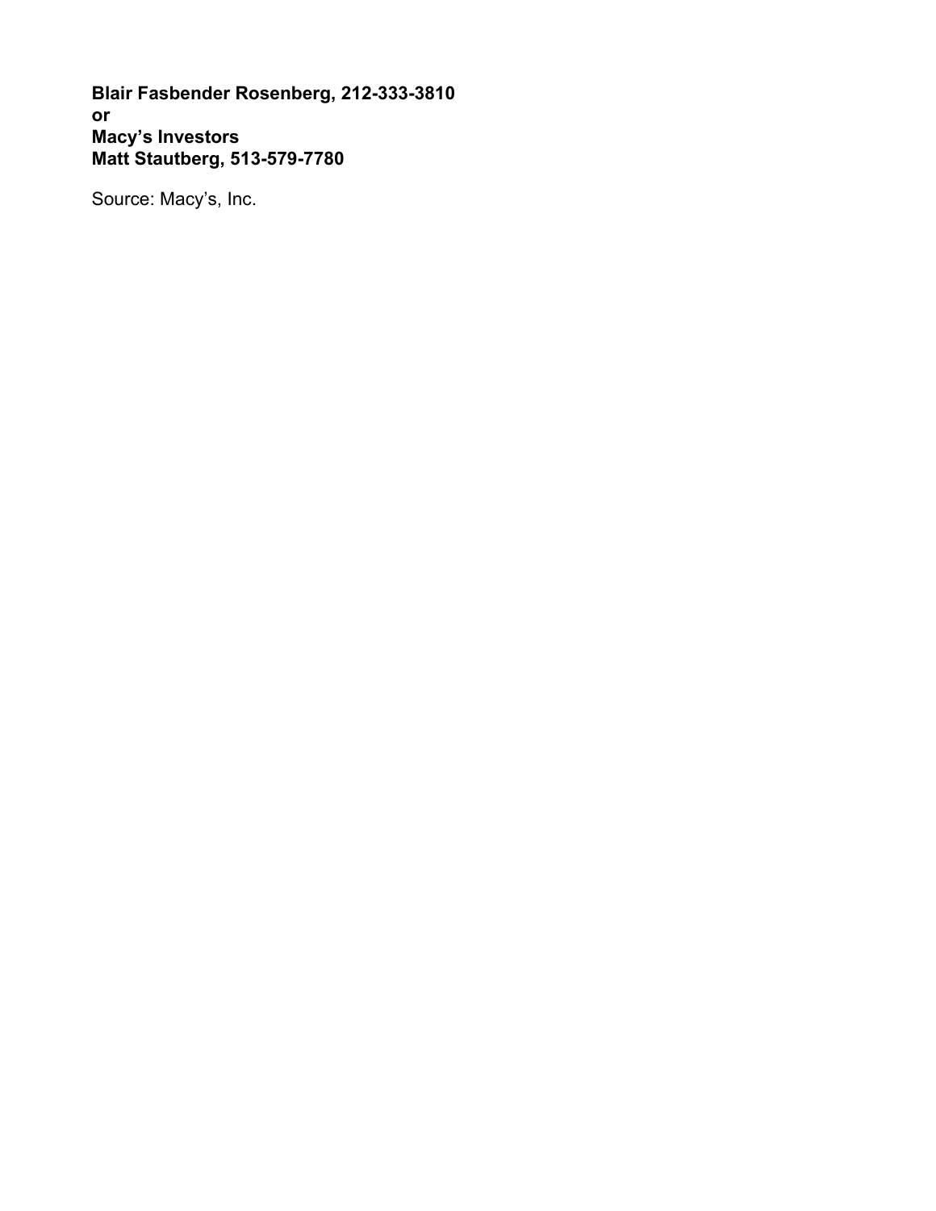**Blair Fasbender Rosenberg, 212-333-3810**
**or**
**Macy's Investors**
**Matt Stautberg, 513-579-7780**

Source: Macy's, Inc.